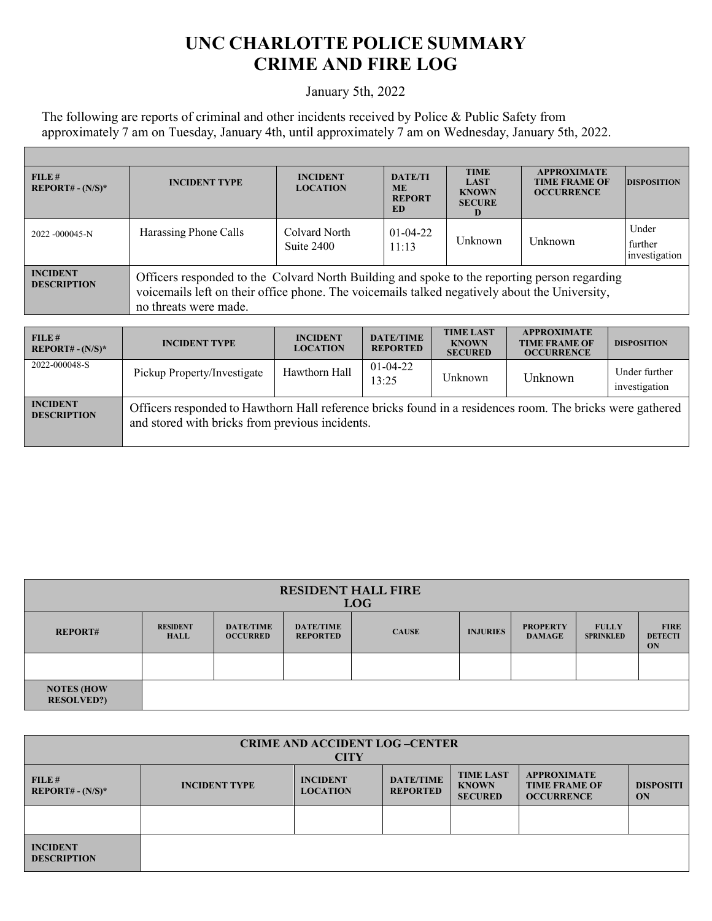# UNC CHARLOTTE POLICE SUMMARY
# CRIME AND FIRE LOG

January 5th, 2022

The following are reports of criminal and other incidents received by Police & Public Safety from approximately 7 am on Tuesday, January 4th, until approximately 7 am on Wednesday, January 5th, 2022.

| FILE # REPORT# - (N/S)* | INCIDENT TYPE | INCIDENT LOCATION | DATE/TIME REPORTED | TIME LAST KNOWN SECURED | APPROXIMATE TIME FRAME OF OCCURRENCE | DISPOSITION |
|---|---|---|---|---|---|---|
| 2022 -000045-N | Harassing Phone Calls | Colvard North Suite 2400 | 01-04-22 11:13 | Unknown | Unknown | Under further investigation |
| **INCIDENT DESCRIPTION** | Officers responded to the Colvard North Building and spoke to the reporting person regarding voicemails left on their office phone. The voicemails talked negatively about the University, no threats were made. | | | | | |

| FILE # REPORT# - (N/S)* | INCIDENT TYPE | INCIDENT LOCATION | DATE/TIME REPORTED | TIME LAST KNOWN SECURED | APPROXIMATE TIME FRAME OF OCCURRENCE | DISPOSITION |
|---|---|---|---|---|---|---|
| 2022-000048-S | Pickup Property/Investigate | Hawthorn Hall | 01-04-22 13:25 | Unknown | Unknown | Under further investigation |
| **INCIDENT DESCRIPTION** | Officers responded to Hawthorn Hall reference bricks found in a residences room. The bricks were gathered and stored with bricks from previous incidents. | | | | | |

| RESIDENT HALL FIRE LOG | | | | | | | | |
|---|---|---|---|---|---|---|---|---|
| **REPORT#** | **RESIDENT HALL** | **DATE/TIME OCCURRED** | **DATE/TIME REPORTED** | **CAUSE** | **INJURIES** | **PROPERTY DAMAGE** | **FULLY SPRINKLED** | **FIRE DETECTION** |
| | | | | | | | | |
| **NOTES (HOW RESOLVED?)** | | | | | | | | |

| CRIME AND ACCIDENT LOG –CENTER CITY | | | | | | |
|---|---|---|---|---|---|---|
| **FILE # REPORT# - (N/S)*** | **INCIDENT TYPE** | **INCIDENT LOCATION** | **DATE/TIME REPORTED** | **TIME LAST KNOWN SECURED** | **APPROXIMATE TIME FRAME OF OCCURRENCE** | **DISPOSITION** |
| | | | | | | |
| **INCIDENT DESCRIPTION** | | | | | | |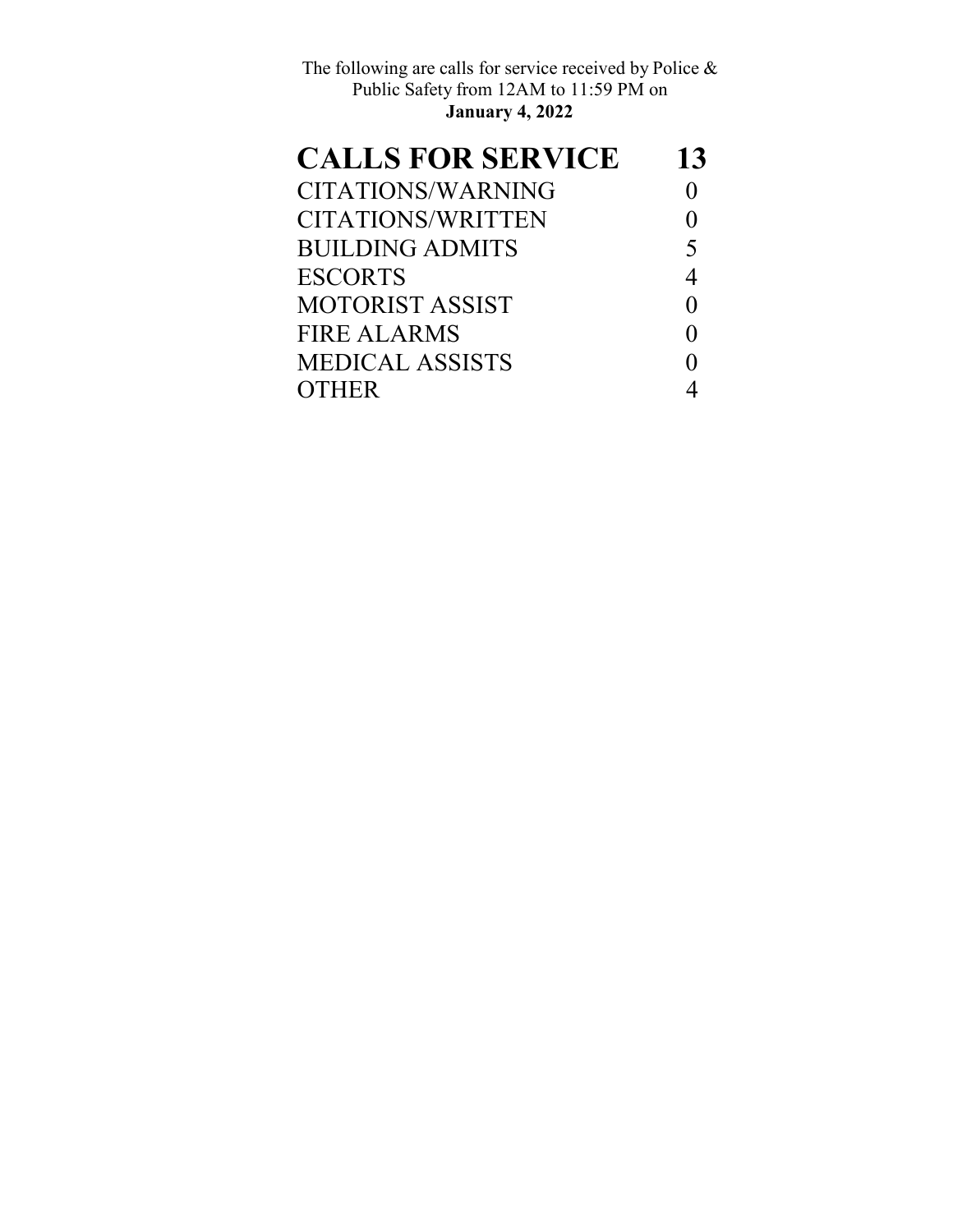The following are calls for service received by Police & Public Safety from 12AM to 11:59 PM on
**January 4, 2022**

| | |
|---|---|
| **CALLS FOR SERVICE** | **13** |
| CITATIONS/WARNING | 0 |
| CITATIONS/WRITTEN | 0 |
| BUILDING ADMITS | 5 |
| ESCORTS | 4 |
| MOTORIST ASSIST | 0 |
| FIRE ALARMS | 0 |
| MEDICAL ASSISTS | 0 |
| OTHER | 4 |